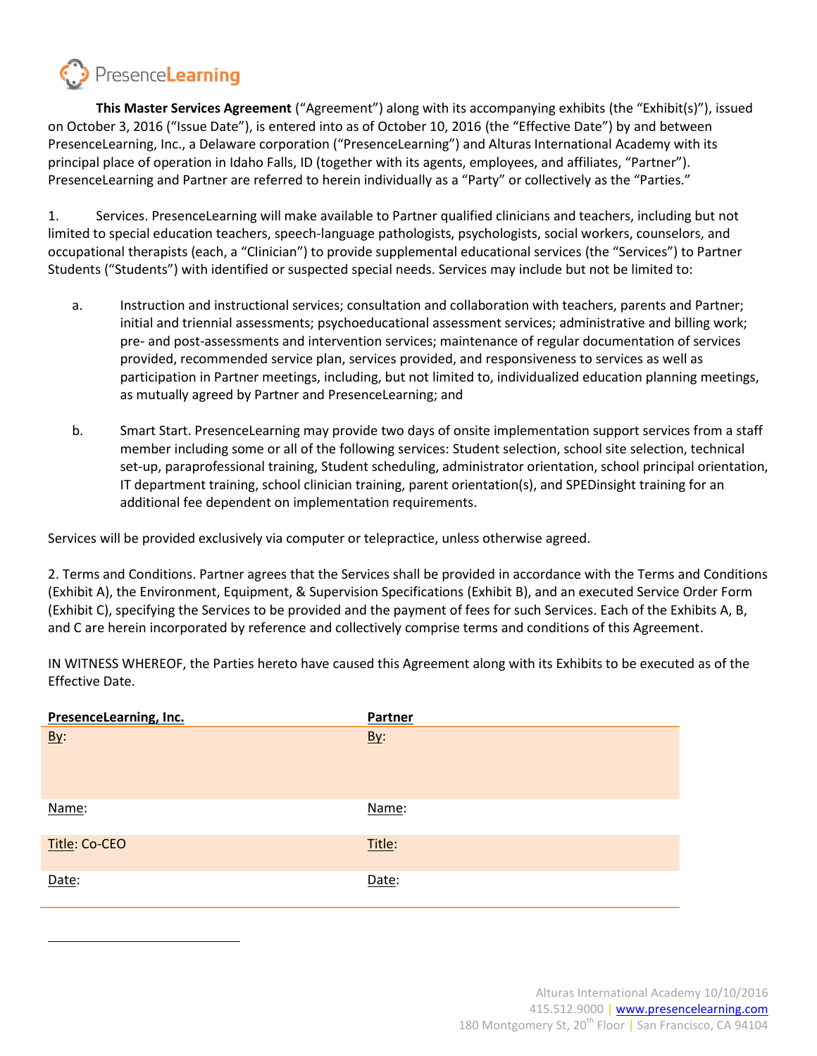PresenceLearning

**This Master Services Agreement** ("Agreement") along with its accompanying exhibits (the "Exhibit(s)"), issued on October 3, 2016 ("Issue Date"), is entered into as of October 10, 2016 (the "Effective Date") by and between PresenceLearning, Inc., a Delaware corporation ("PresenceLearning") and Alturas International Academy with its principal place of operation in Idaho Falls, ID (together with its agents, employees, and affiliates, "Partner"). PresenceLearning and Partner are referred to herein individually as a "Party" or collectively as the "Parties."

1. Services. PresenceLearning will make available to Partner qualified clinicians and teachers, including but not limited to special education teachers, speech-language pathologists, psychologists, social workers, counselors, and occupational therapists (each, a "Clinician") to provide supplemental educational services (the "Services") to Partner Students ("Students") with identified or suspected special needs. Services may include but not be limited to:

   a. Instruction and instructional services; consultation and collaboration with teachers, parents and Partner; initial and triennial assessments; psychoeducational assessment services; administrative and billing work; pre- and post-assessments and intervention services; maintenance of regular documentation of services provided, recommended service plan, services provided, and responsiveness to services as well as participation in Partner meetings, including, but not limited to, individualized education planning meetings, as mutually agreed by Partner and PresenceLearning; and

   b. Smart Start. PresenceLearning may provide two days of onsite implementation support services from a staff member including some or all of the following services: Student selection, school site selection, technical set-up, paraprofessional training, Student scheduling, administrator orientation, school principal orientation, IT department training, school clinician training, parent orientation(s), and SPEDinsight training for an additional fee dependent on implementation requirements.

Services will be provided exclusively via computer or telepractice, unless otherwise agreed.

2. Terms and Conditions. Partner agrees that the Services shall be provided in accordance with the Terms and Conditions (Exhibit A), the Environment, Equipment, & Supervision Specifications (Exhibit B), and an executed Service Order Form (Exhibit C), specifying the Services to be provided and the payment of fees for such Services. Each of the Exhibits A, B, and C are herein incorporated by reference and collectively comprise terms and conditions of this Agreement.

IN WITNESS WHEREOF, the Parties hereto have caused this Agreement along with its Exhibits to be executed as of the Effective Date.

| PresenceLearning, Inc. | Partner |
|---|---|
| By: | By: |
| Name: | Name: |
| Title: Co-CEO | Title: |
| Date: | Date: |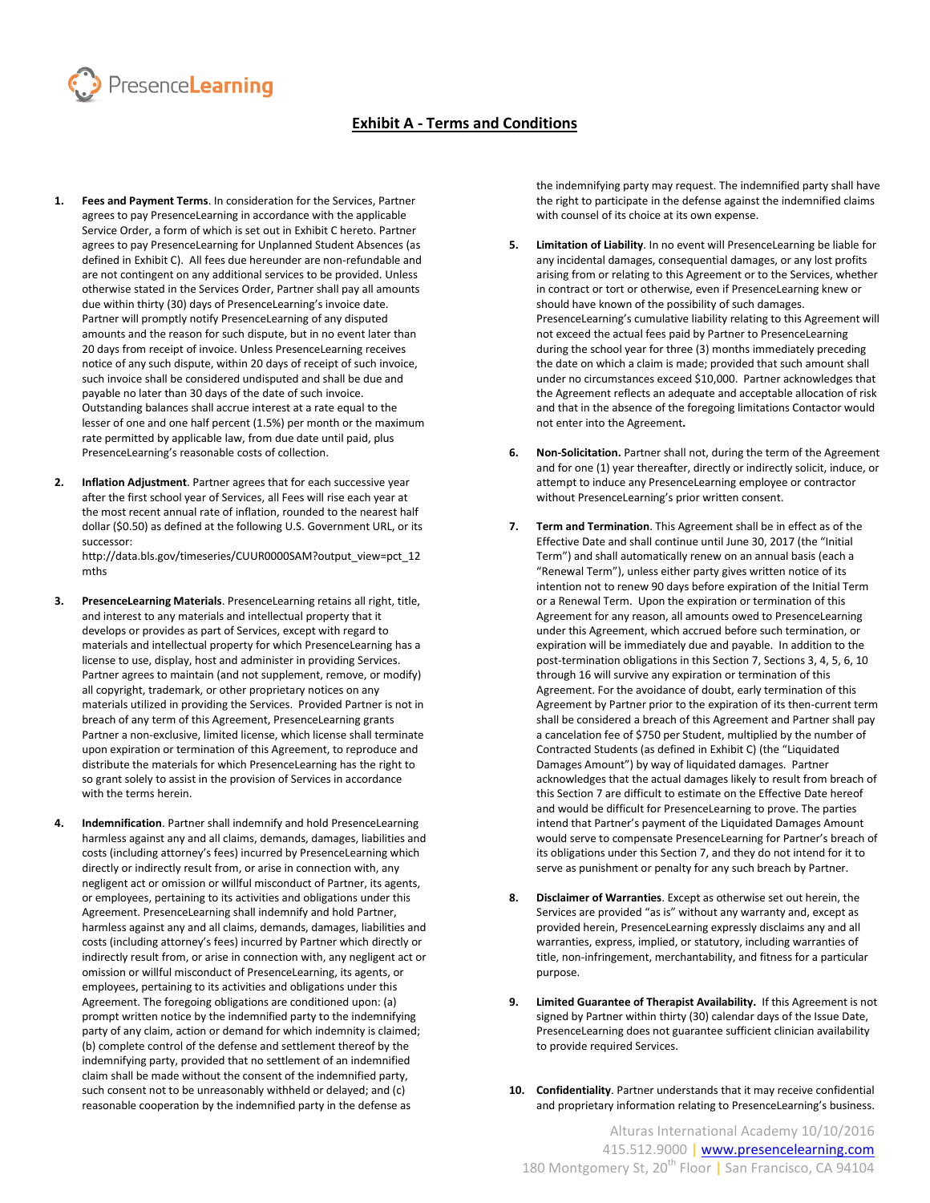## Exhibit A - Terms and Conditions

1. **Fees and Payment Terms**. In consideration for the Services, Partner agrees to pay PresenceLearning in accordance with the applicable Service Order, a form of which is set out in Exhibit C hereto. Partner agrees to pay PresenceLearning for Unplanned Student Absences (as defined in Exhibit C). All fees due hereunder are non-refundable and are not contingent on any additional services to be provided. Unless otherwise stated in the Services Order, Partner shall pay all amounts due within thirty (30) days of PresenceLearning's invoice date. Partner will promptly notify PresenceLearning of any disputed amounts and the reason for such dispute, but in no event later than 20 days from receipt of invoice. Unless PresenceLearning receives notice of any such dispute, within 20 days of receipt of such invoice, such invoice shall be considered undisputed and shall be due and payable no later than 30 days of the date of such invoice. Outstanding balances shall accrue interest at a rate equal to the lesser of one and one half percent (1.5%) per month or the maximum rate permitted by applicable law, from due date until paid, plus PresenceLearning's reasonable costs of collection.

2. **Inflation Adjustment**. Partner agrees that for each successive year after the first school year of Services, all Fees will rise each year at the most recent annual rate of inflation, rounded to the nearest half dollar ($0.50) as defined at the following U.S. Government URL, or its successor:
http://data.bls.gov/timeseries/CUUR0000SAM?output_view=pct_12mths

3. **PresenceLearning Materials**. PresenceLearning retains all right, title, and interest to any materials and intellectual property that it develops or provides as part of Services, except with regard to materials and intellectual property for which PresenceLearning has a license to use, display, host and administer in providing Services. Partner agrees to maintain (and not supplement, remove, or modify) all copyright, trademark, or other proprietary notices on any materials utilized in providing the Services. Provided Partner is not in breach of any term of this Agreement, PresenceLearning grants Partner a non-exclusive, limited license, which license shall terminate upon expiration or termination of this Agreement, to reproduce and distribute the materials for which PresenceLearning has the right to so grant solely to assist in the provision of Services in accordance with the terms herein.

4. **Indemnification**. Partner shall indemnify and hold PresenceLearning harmless against any and all claims, demands, damages, liabilities and costs (including attorney's fees) incurred by PresenceLearning which directly or indirectly result from, or arise in connection with, any negligent act or omission or willful misconduct of Partner, its agents, or employees, pertaining to its activities and obligations under this Agreement. PresenceLearning shall indemnify and hold Partner, harmless against any and all claims, demands, damages, liabilities and costs (including attorney's fees) incurred by Partner which directly or indirectly result from, or arise in connection with, any negligent act or omission or willful misconduct of PresenceLearning, its agents, or employees, pertaining to its activities and obligations under this Agreement. The foregoing obligations are conditioned upon: (a) prompt written notice by the indemnified party to the indemnifying party of any claim, action or demand for which indemnity is claimed; (b) complete control of the defense and settlement thereof by the indemnifying party, provided that no settlement of an indemnified claim shall be made without the consent of the indemnified party, such consent not to be unreasonably withheld or delayed; and (c) reasonable cooperation by the indemnified party in the defense as the indemnifying party may request. The indemnified party shall have the right to participate in the defense against the indemnified claims with counsel of its choice at its own expense.

5. **Limitation of Liability**. In no event will PresenceLearning be liable for any incidental damages, consequential damages, or any lost profits arising from or relating to this Agreement or to the Services, whether in contract or tort or otherwise, even if PresenceLearning knew or should have known of the possibility of such damages. PresenceLearning's cumulative liability relating to this Agreement will not exceed the actual fees paid by Partner to PresenceLearning during the school year for three (3) months immediately preceding the date on which a claim is made; provided that such amount shall under no circumstances exceed $10,000. Partner acknowledges that the Agreement reflects an adequate and acceptable allocation of risk and that in the absence of the foregoing limitations Contactor would not enter into the Agreement**.**

6. **Non-Solicitation.** Partner shall not, during the term of the Agreement and for one (1) year thereafter, directly or indirectly solicit, induce, or attempt to induce any PresenceLearning employee or contractor without PresenceLearning's prior written consent.

7. **Term and Termination**. This Agreement shall be in effect as of the Effective Date and shall continue until June 30, 2017 (the "Initial Term") and shall automatically renew on an annual basis (each a "Renewal Term"), unless either party gives written notice of its intention not to renew 90 days before expiration of the Initial Term or a Renewal Term. Upon the expiration or termination of this Agreement for any reason, all amounts owed to PresenceLearning under this Agreement, which accrued before such termination, or expiration will be immediately due and payable. In addition to the post-termination obligations in this Section 7, Sections 3, 4, 5, 6, 10 through 16 will survive any expiration or termination of this Agreement. For the avoidance of doubt, early termination of this Agreement by Partner prior to the expiration of its then-current term shall be considered a breach of this Agreement and Partner shall pay a cancelation fee of $750 per Student, multiplied by the number of Contracted Students (as defined in Exhibit C) (the "Liquidated Damages Amount") by way of liquidated damages. Partner acknowledges that the actual damages likely to result from breach of this Section 7 are difficult to estimate on the Effective Date hereof and would be difficult for PresenceLearning to prove. The parties intend that Partner's payment of the Liquidated Damages Amount would serve to compensate PresenceLearning for Partner's breach of its obligations under this Section 7, and they do not intend for it to serve as punishment or penalty for any such breach by Partner.

8. **Disclaimer of Warranties**. Except as otherwise set out herein, the Services are provided "as is" without any warranty and, except as provided herein, PresenceLearning expressly disclaims any and all warranties, express, implied, or statutory, including warranties of title, non-infringement, merchantability, and fitness for a particular purpose.

9. **Limited Guarantee of Therapist Availability.** If this Agreement is not signed by Partner within thirty (30) calendar days of the Issue Date, PresenceLearning does not guarantee sufficient clinician availability to provide required Services.

10. **Confidentiality**. Partner understands that it may receive confidential and proprietary information relating to PresenceLearning's business.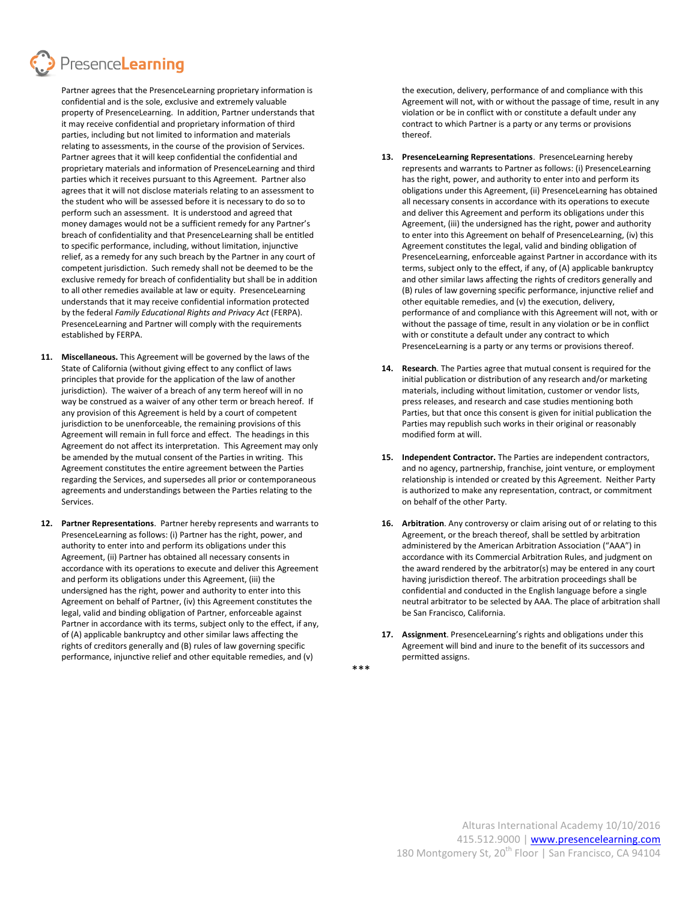Partner agrees that the PresenceLearning proprietary information is confidential and is the sole, exclusive and extremely valuable property of PresenceLearning. In addition, Partner understands that it may receive confidential and proprietary information of third parties, including but not limited to information and materials relating to assessments, in the course of the provision of Services. Partner agrees that it will keep confidential the confidential and proprietary materials and information of PresenceLearning and third parties which it receives pursuant to this Agreement. Partner also agrees that it will not disclose materials relating to an assessment to the student who will be assessed before it is necessary to do so to perform such an assessment. It is understood and agreed that money damages would not be a sufficient remedy for any Partner's breach of confidentiality and that PresenceLearning shall be entitled to specific performance, including, without limitation, injunctive relief, as a remedy for any such breach by the Partner in any court of competent jurisdiction. Such remedy shall not be deemed to be the exclusive remedy for breach of confidentiality but shall be in addition to all other remedies available at law or equity. PresenceLearning understands that it may receive confidential information protected by the federal *Family Educational Rights and Privacy Act* (FERPA). PresenceLearning and Partner will comply with the requirements established by FERPA.

11. **Miscellaneous.** This Agreement will be governed by the laws of the State of California (without giving effect to any conflict of laws principles that provide for the application of the law of another jurisdiction). The waiver of a breach of any term hereof will in no way be construed as a waiver of any other term or breach hereof. If any provision of this Agreement is held by a court of competent jurisdiction to be unenforceable, the remaining provisions of this Agreement will remain in full force and effect. The headings in this Agreement do not affect its interpretation. This Agreement may only be amended by the mutual consent of the Parties in writing. This Agreement constitutes the entire agreement between the Parties regarding the Services, and supersedes all prior or contemporaneous agreements and understandings between the Parties relating to the Services.

12. **Partner Representations**. Partner hereby represents and warrants to PresenceLearning as follows: (i) Partner has the right, power, and authority to enter into and perform its obligations under this Agreement, (ii) Partner has obtained all necessary consents in accordance with its operations to execute and deliver this Agreement and perform its obligations under this Agreement, (iii) the undersigned has the right, power and authority to enter into this Agreement on behalf of Partner, (iv) this Agreement constitutes the legal, valid and binding obligation of Partner, enforceable against Partner in accordance with its terms, subject only to the effect, if any, of (A) applicable bankruptcy and other similar laws affecting the rights of creditors generally and (B) rules of law governing specific performance, injunctive relief and other equitable remedies, and (v) the execution, delivery, performance of and compliance with this Agreement will not, with or without the passage of time, result in any violation or be in conflict with or constitute a default under any contract to which Partner is a party or any terms or provisions thereof.

13. **PresenceLearning Representations**. PresenceLearning hereby represents and warrants to Partner as follows: (i) PresenceLearning has the right, power, and authority to enter into and perform its obligations under this Agreement, (ii) PresenceLearning has obtained all necessary consents in accordance with its operations to execute and deliver this Agreement and perform its obligations under this Agreement, (iii) the undersigned has the right, power and authority to enter into this Agreement on behalf of PresenceLearning, (iv) this Agreement constitutes the legal, valid and binding obligation of PresenceLearning, enforceable against Partner in accordance with its terms, subject only to the effect, if any, of (A) applicable bankruptcy and other similar laws affecting the rights of creditors generally and (B) rules of law governing specific performance, injunctive relief and other equitable remedies, and (v) the execution, delivery, performance of and compliance with this Agreement will not, with or without the passage of time, result in any violation or be in conflict with or constitute a default under any contract to which PresenceLearning is a party or any terms or provisions thereof.

14. **Research**. The Parties agree that mutual consent is required for the initial publication or distribution of any research and/or marketing materials, including without limitation, customer or vendor lists, press releases, and research and case studies mentioning both Parties, but that once this consent is given for initial publication the Parties may republish such works in their original or reasonably modified form at will.

15. **Independent Contractor.** The Parties are independent contractors, and no agency, partnership, franchise, joint venture, or employment relationship is intended or created by this Agreement. Neither Party is authorized to make any representation, contract, or commitment on behalf of the other Party.

16. **Arbitration**. Any controversy or claim arising out of or relating to this Agreement, or the breach thereof, shall be settled by arbitration administered by the American Arbitration Association ("AAA") in accordance with its Commercial Arbitration Rules, and judgment on the award rendered by the arbitrator(s) may be entered in any court having jurisdiction thereof. The arbitration proceedings shall be confidential and conducted in the English language before a single neutral arbitrator to be selected by AAA. The place of arbitration shall be San Francisco, California.

17. **Assignment**. PresenceLearning's rights and obligations under this Agreement will bind and inure to the benefit of its successors and permitted assigns.

***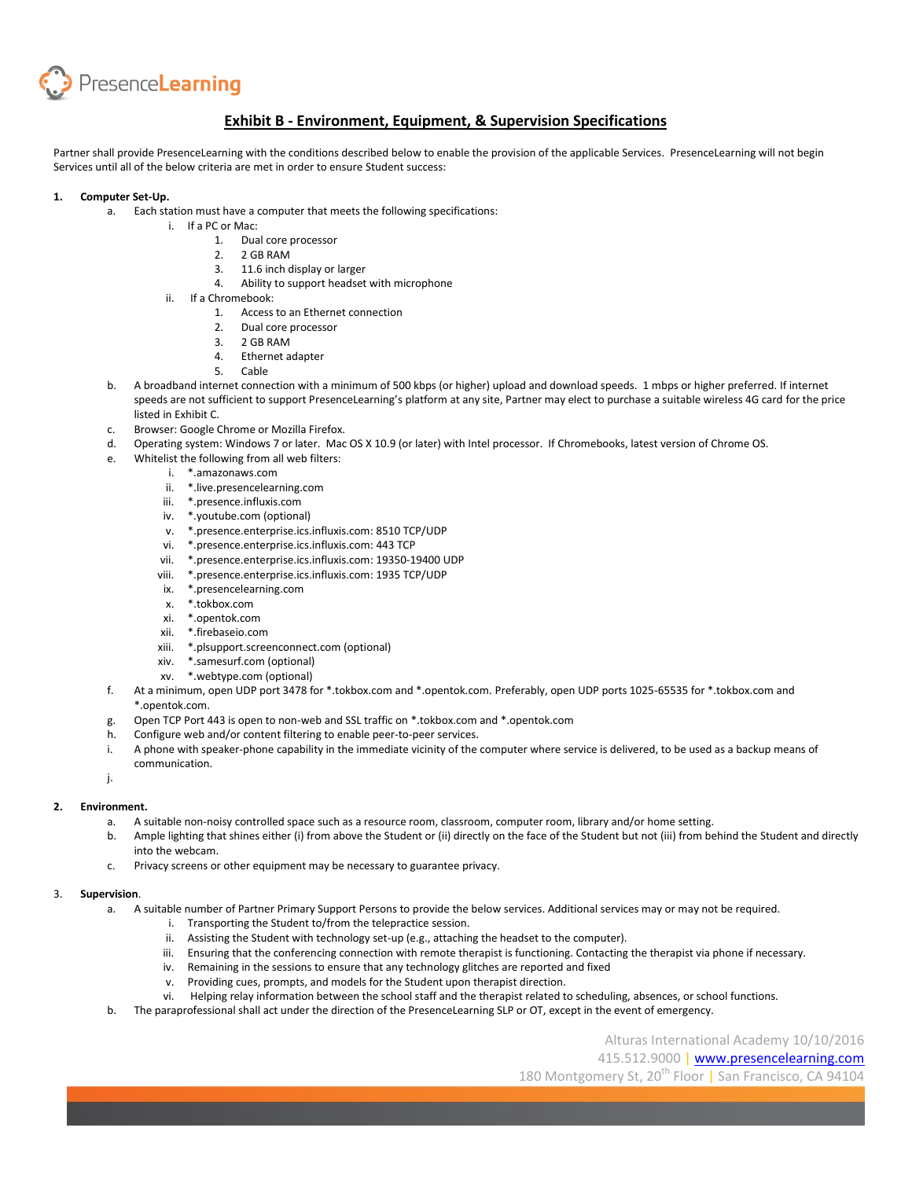## Exhibit B - Environment, Equipment, & Supervision Specifications

Partner shall provide PresenceLearning with the conditions described below to enable the provision of the applicable Services. PresenceLearning will not begin Services until all of the below criteria are met in order to ensure Student success:

1. **Computer Set-Up.**
    a. Each station must have a computer that meets the following specifications:
        i. If a PC or Mac:
            1. Dual core processor
            2. 2 GB RAM
            3. 11.6 inch display or larger
            4. Ability to support headset with microphone
        ii. If a Chromebook:
            1. Access to an Ethernet connection
            2. Dual core processor
            3. 2 GB RAM
            4. Ethernet adapter
            5. Cable
    b. A broadband internet connection with a minimum of 500 kbps (or higher) upload and download speeds. 1 mbps or higher preferred. If internet speeds are not sufficient to support PresenceLearning's platform at any site, Partner may elect to purchase a suitable wireless 4G card for the price listed in Exhibit C.
    c. Browser: Google Chrome or Mozilla Firefox.
    d. Operating system: Windows 7 or later. Mac OS X 10.9 (or later) with Intel processor. If Chromebooks, latest version of Chrome OS.
    e. Whitelist the following from all web filters:
        i. *.amazonaws.com
        ii. *.live.presencelearning.com
        iii. *.presence.influxis.com
        iv. *.youtube.com (optional)
        v. *.presence.enterprise.ics.influxis.com: 8510 TCP/UDP
        vi. *.presence.enterprise.ics.influxis.com: 443 TCP
        vii. *.presence.enterprise.ics.influxis.com: 19350-19400 UDP
        viii. *.presence.enterprise.ics.influxis.com: 1935 TCP/UDP
        ix. *.presencelearning.com
        x. *.tokbox.com
        xi. *.opentok.com
        xii. *.firebaseio.com
        xiii. *.plsupport.screenconnect.com (optional)
        xiv. *.samesurf.com (optional)
        xv. *.webtype.com (optional)
    f. At a minimum, open UDP port 3478 for *.tokbox.com and *.opentok.com. Preferably, open UDP ports 1025-65535 for *.tokbox.com and *.opentok.com.
    g. Open TCP Port 443 is open to non-web and SSL traffic on *.tokbox.com and *.opentok.com
    h. Configure web and/or content filtering to enable peer-to-peer services.
    i. A phone with speaker-phone capability in the immediate vicinity of the computer where service is delivered, to be used as a backup means of communication.
    j.

2. **Environment.**
    a. A suitable non-noisy controlled space such as a resource room, classroom, computer room, library and/or home setting.
    b. Ample lighting that shines either (i) from above the Student or (ii) directly on the face of the Student but not (iii) from behind the Student and directly into the webcam.
    c. Privacy screens or other equipment may be necessary to guarantee privacy.

3. **Supervision**.
    a. A suitable number of Partner Primary Support Persons to provide the below services. Additional services may or may not be required.
        i. Transporting the Student to/from the telepractice session.
        ii. Assisting the Student with technology set-up (e.g., attaching the headset to the computer).
        iii. Ensuring that the conferencing connection with remote therapist is functioning. Contacting the therapist via phone if necessary.
        iv. Remaining in the sessions to ensure that any technology glitches are reported and fixed
        v. Providing cues, prompts, and models for the Student upon therapist direction.
        vi. Helping relay information between the school staff and the therapist related to scheduling, absences, or school functions.
    b. The paraprofessional shall act under the direction of the PresenceLearning SLP or OT, except in the event of emergency.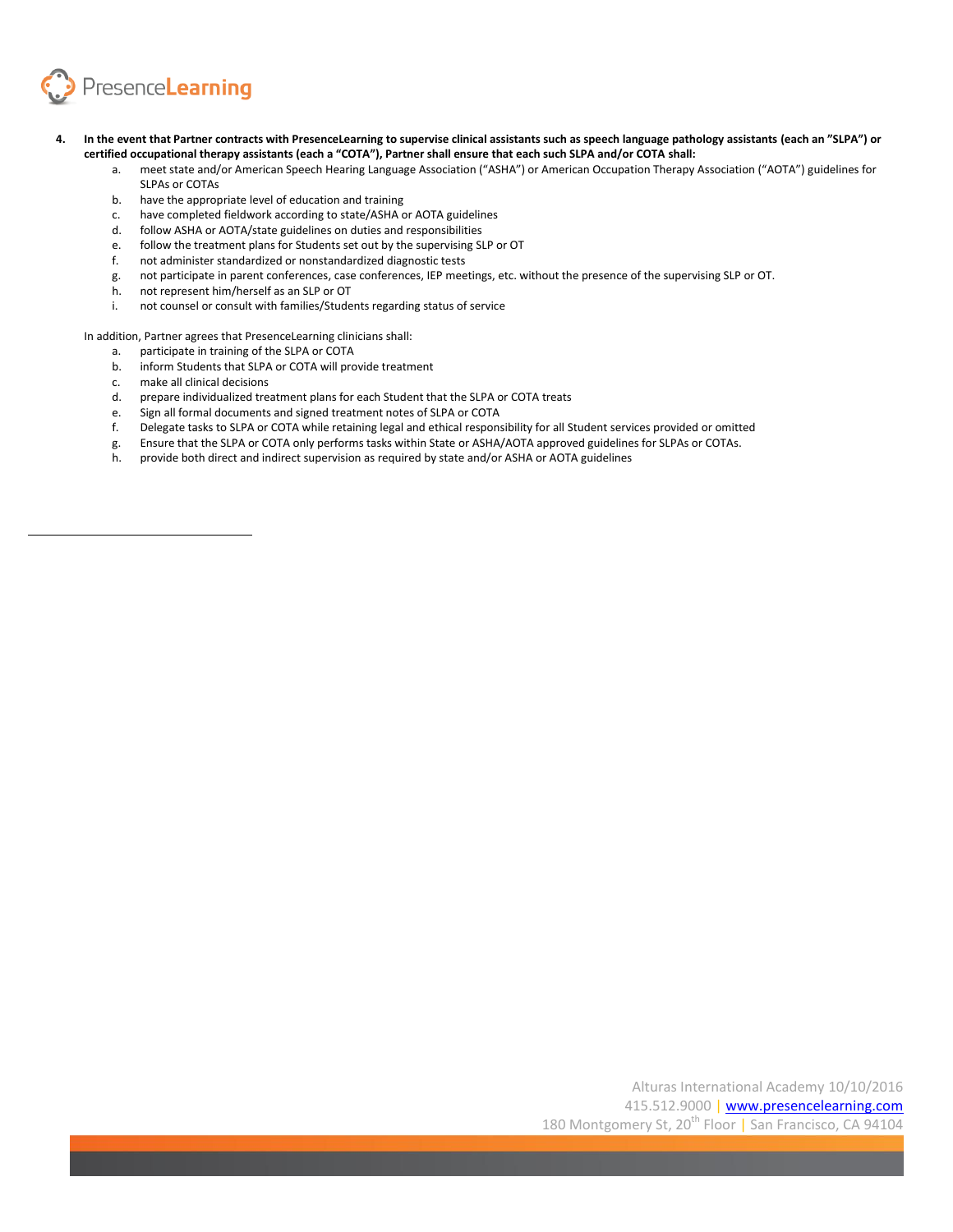4. **In the event that Partner contracts with PresenceLearning to supervise clinical assistants such as speech language pathology assistants (each an "SLPA") or certified occupational therapy assistants (each a "COTA"), Partner shall ensure that each such SLPA and/or COTA shall:**
   a. meet state and/or American Speech Hearing Language Association ("ASHA") or American Occupation Therapy Association ("AOTA") guidelines for SLPAs or COTAs
   b. have the appropriate level of education and training
   c. have completed fieldwork according to state/ASHA or AOTA guidelines
   d. follow ASHA or AOTA/state guidelines on duties and responsibilities
   e. follow the treatment plans for Students set out by the supervising SLP or OT
   f. not administer standardized or nonstandardized diagnostic tests
   g. not participate in parent conferences, case conferences, IEP meetings, etc. without the presence of the supervising SLP or OT.
   h. not represent him/herself as an SLP or OT
   i. not counsel or consult with families/Students regarding status of service

   In addition, Partner agrees that PresenceLearning clinicians shall:
   a. participate in training of the SLPA or COTA
   b. inform Students that SLPA or COTA will provide treatment
   c. make all clinical decisions
   d. prepare individualized treatment plans for each Student that the SLPA or COTA treats
   e. Sign all formal documents and signed treatment notes of SLPA or COTA
   f. Delegate tasks to SLPA or COTA while retaining legal and ethical responsibility for all Student services provided or omitted
   g. Ensure that the SLPA or COTA only performs tasks within State or ASHA/AOTA approved guidelines for SLPAs or COTAs.
   h. provide both direct and indirect supervision as required by state and/or ASHA or AOTA guidelines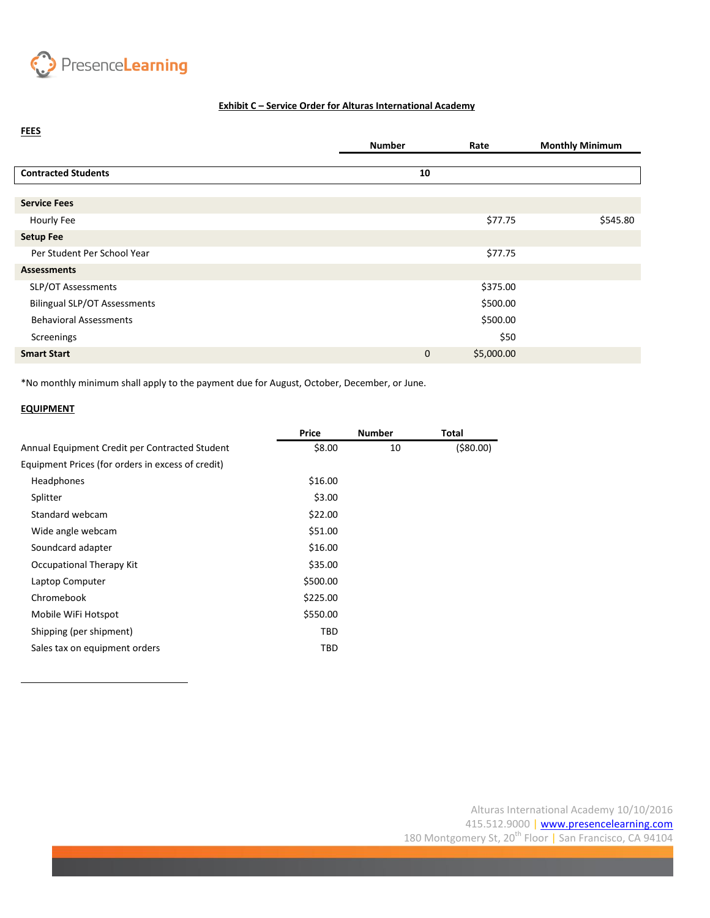**Exhibit C – Service Order for Alturas International Academy**

**FEES**

| | Number | Rate | Monthly Minimum |
|---|---|---|---|
| **Contracted Students** | **10** | | |
| **Service Fees** | | | |
| Hourly Fee | | $77.75 | $545.80 |
| **Setup Fee** | | | |
| Per Student Per School Year | | $77.75 | |
| **Assessments** | | | |
| SLP/OT Assessments | | $375.00 | |
| Bilingual SLP/OT Assessments | | $500.00 | |
| Behavioral Assessments | | $500.00 | |
| Screenings | | $50 | |
| **Smart Start** | 0 | $5,000.00 | |

*No monthly minimum shall apply to the payment due for August, October, December, or June.

**EQUIPMENT**

| | Price | Number | Total |
|---|---|---|---|
| Annual Equipment Credit per Contracted Student | $8.00 | 10 | ($80.00) |
| Equipment Prices (for orders in excess of credit) | | | |
| Headphones | $16.00 | | |
| Splitter | $3.00 | | |
| Standard webcam | $22.00 | | |
| Wide angle webcam | $51.00 | | |
| Soundcard adapter | $16.00 | | |
| Occupational Therapy Kit | $35.00 | | |
| Laptop Computer | $500.00 | | |
| Chromebook | $225.00 | | |
| Mobile WiFi Hotspot | $550.00 | | |
| Shipping (per shipment) | TBD | | |
| Sales tax on equipment orders | TBD | | |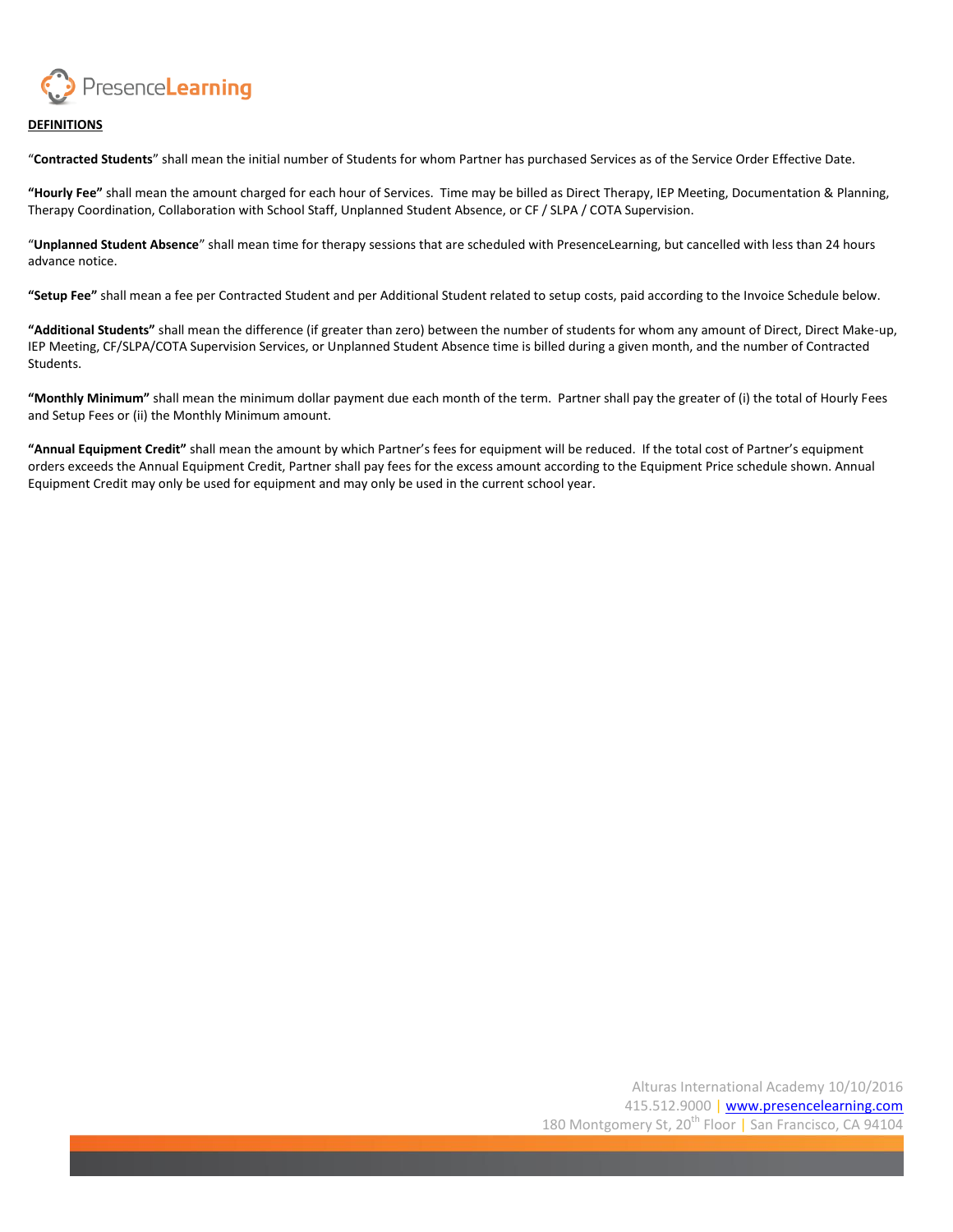## DEFINITIONS

"**Contracted Students**" shall mean the initial number of Students for whom Partner has purchased Services as of the Service Order Effective Date.

**"Hourly Fee"** shall mean the amount charged for each hour of Services. Time may be billed as Direct Therapy, IEP Meeting, Documentation & Planning, Therapy Coordination, Collaboration with School Staff, Unplanned Student Absence, or CF / SLPA / COTA Supervision.

"**Unplanned Student Absence**" shall mean time for therapy sessions that are scheduled with PresenceLearning, but cancelled with less than 24 hours advance notice.

**"Setup Fee"** shall mean a fee per Contracted Student and per Additional Student related to setup costs, paid according to the Invoice Schedule below.

**"Additional Students"** shall mean the difference (if greater than zero) between the number of students for whom any amount of Direct, Direct Make-up, IEP Meeting, CF/SLPA/COTA Supervision Services, or Unplanned Student Absence time is billed during a given month, and the number of Contracted Students.

**"Monthly Minimum"** shall mean the minimum dollar payment due each month of the term. Partner shall pay the greater of (i) the total of Hourly Fees and Setup Fees or (ii) the Monthly Minimum amount.

**"Annual Equipment Credit"** shall mean the amount by which Partner's fees for equipment will be reduced. If the total cost of Partner's equipment orders exceeds the Annual Equipment Credit, Partner shall pay fees for the excess amount according to the Equipment Price schedule shown. Annual Equipment Credit may only be used for equipment and may only be used in the current school year.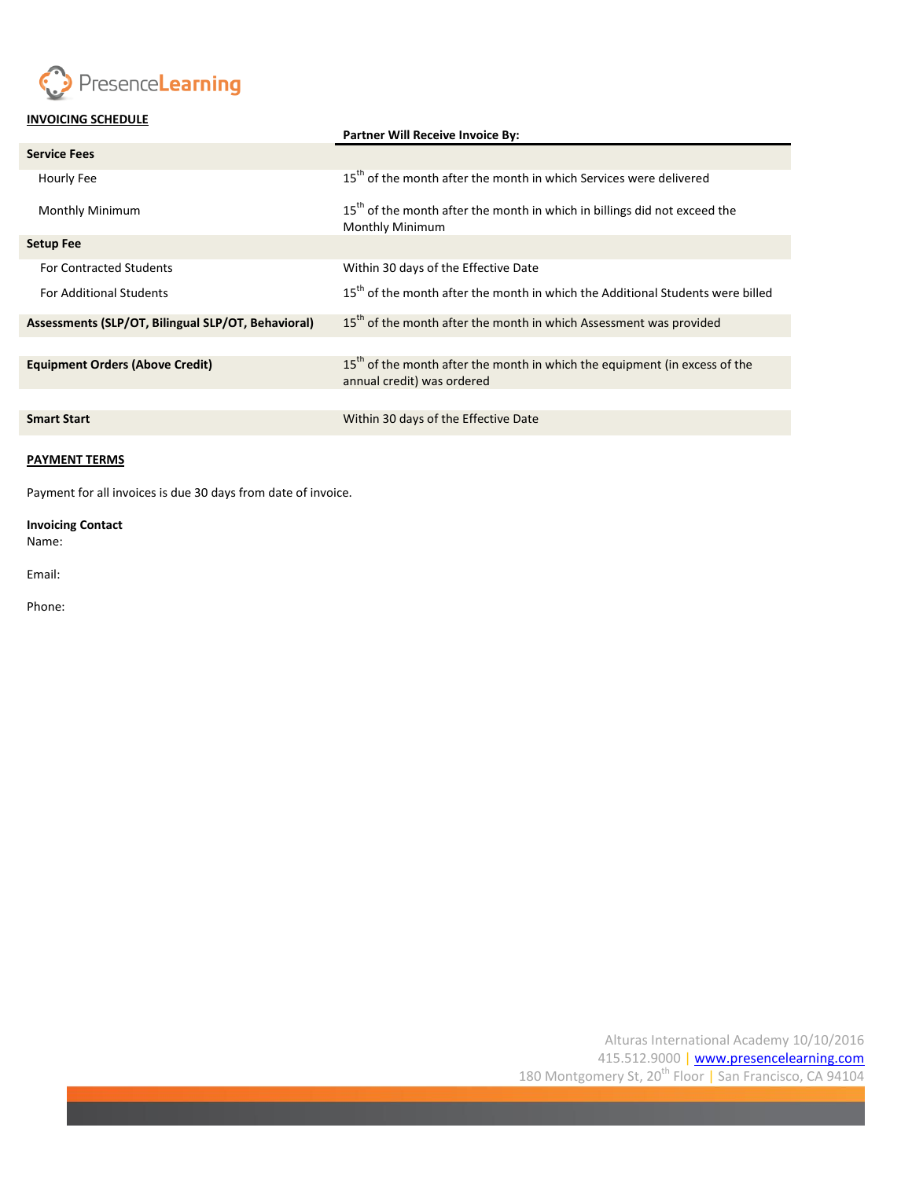**INVOICING SCHEDULE**

| | Partner Will Receive Invoice By: |
|---|---|
| **Service Fees** | |
| Hourly Fee | 15th of the month after the month in which Services were delivered |
| Monthly Minimum | 15th of the month after the month in which in billings did not exceed the Monthly Minimum |
| **Setup Fee** | |
| For Contracted Students | Within 30 days of the Effective Date |
| For Additional Students | 15th of the month after the month in which the Additional Students were billed |
| **Assessments (SLP/OT, Bilingual SLP/OT, Behavioral)** | 15th of the month after the month in which Assessment was provided |
| **Equipment Orders (Above Credit)** | 15th of the month after the month in which the equipment (in excess of the annual credit) was ordered |
| **Smart Start** | Within 30 days of the Effective Date |

**PAYMENT TERMS**

Payment for all invoices is due 30 days from date of invoice.

**Invoicing Contact**

Name:

Email:

Phone:

Alturas International Academy 10/10/2016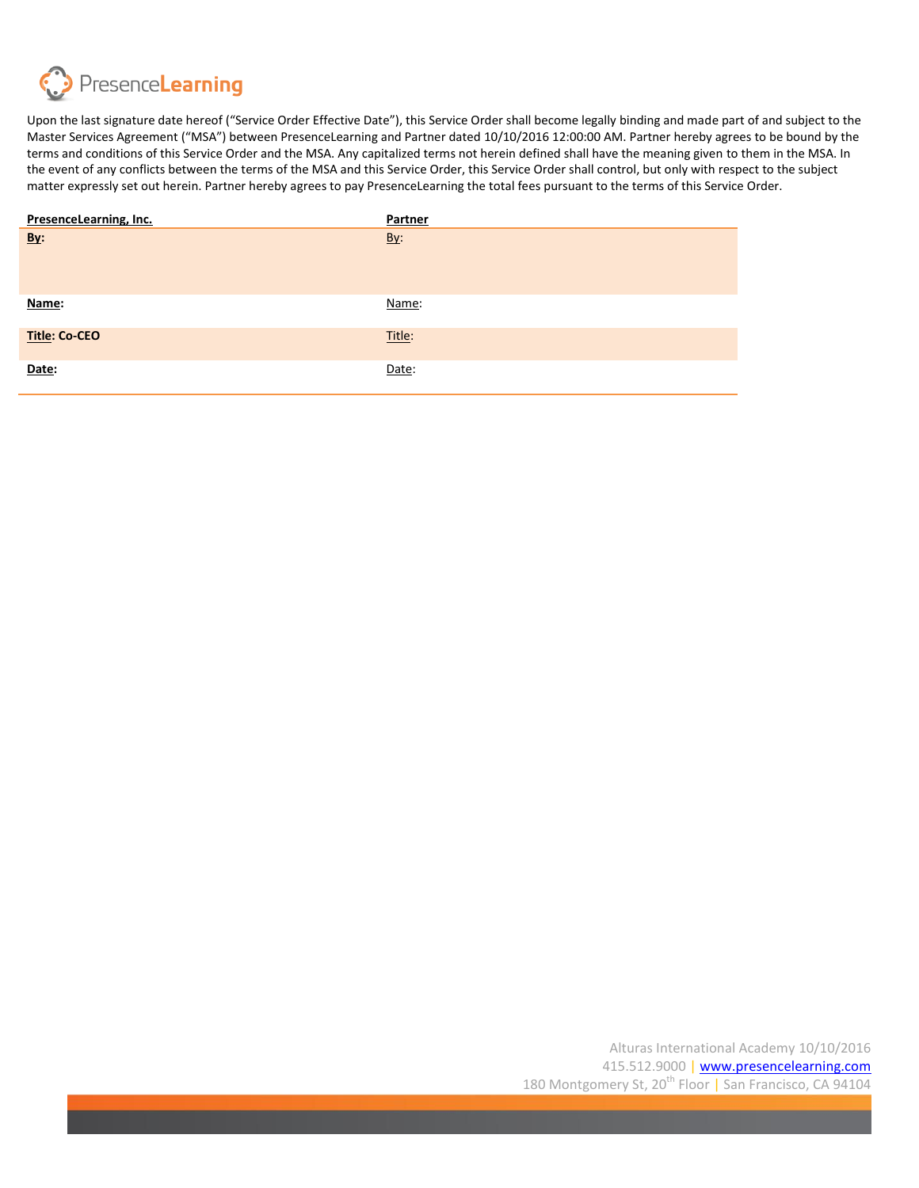Upon the last signature date hereof ("Service Order Effective Date"), this Service Order shall become legally binding and made part of and subject to the Master Services Agreement ("MSA") between PresenceLearning and Partner dated 10/10/2016 12:00:00 AM. Partner hereby agrees to be bound by the terms and conditions of this Service Order and the MSA. Any capitalized terms not herein defined shall have the meaning given to them in the MSA. In the event of any conflicts between the terms of the MSA and this Service Order, this Service Order shall control, but only with respect to the subject matter expressly set out herein. Partner hereby agrees to pay PresenceLearning the total fees pursuant to the terms of this Service Order.

| **PresenceLearning, Inc.** | **Partner** |
|---|---|
| **By:** | By: |
| **Name:** | Name: |
| **Title: Co-CEO** | Title: |
| **Date:** | Date: |